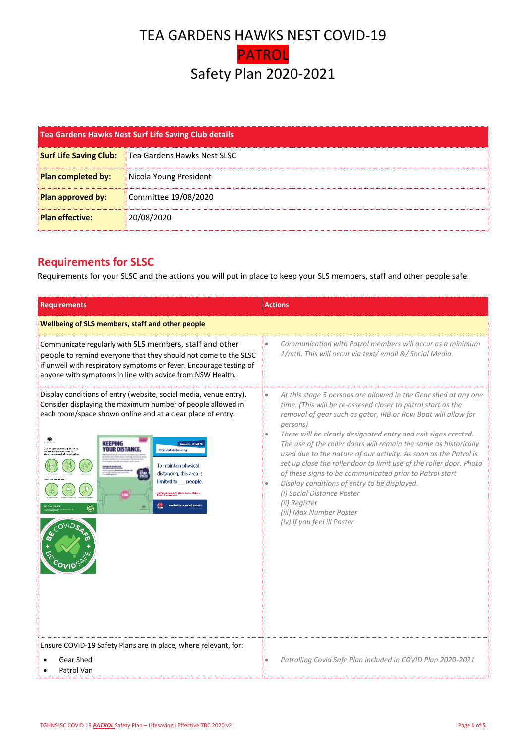# TEA GARDENS HAWKS NEST COVID-19 PATROL Safety Plan 2020-2021

| Tea Gardens Hawks Nest Surf Life Saving Club details | |
|---|---|
| **Surf Life Saving Club:** | Tea Gardens Hawks Nest SLSC |
| **Plan completed by:** | Nicola Young President |
| **Plan approved by:** | Committee 19/08/2020 |
| **Plan effective:** | 20/08/2020 |

## Requirements for SLSC

Requirements for your SLSC and the actions you will put in place to keep your SLS members, staff and other people safe.

| Requirements | Actions |
|---|---|
| **Wellbeing of SLS members, staff and other people** | |
| Communicate regularly with SLS members, staff and other people to remind everyone that they should not come to the SLSC if unwell with respiratory symptoms or fever. Encourage testing of anyone with symptoms in line with advice from NSW Health. | • *Communication with Patrol members will occur as a minimum 1/mth. This will occur via text/ email &/ Social Media.* |
| Display conditions of entry (website, social media, venue entry). Consider displaying the maximum number of people allowed in each room/space shown online and at a clear place of entry. | • *At this stage 5 persons are allowed in the Gear shed at any one time. (This will be re-assesed closer to patrol start as the removal of gear such as gator, IRB or Row Boat will allow for persons)*<br>• *There will be clearly designated entry and exit signs erected. The use of the roller doors will remain the same as historically used due to the nature of our activity. As soon as the Patrol is set up close the roller door to limit use of the roller door. Photo of these signs to be communicated prior to Patrol start*<br>• *Display conditions of entry to be displayed.*<br>*(i) Social Distance Poster*<br>*(ii) Register*<br>*(iii) Max Number Poster*<br>*(iv) If you feel ill Poster* |
| Ensure COVID-19 Safety Plans are in place, where relevant, for:<br>• Gear Shed<br>• Patrol Van | • *Patrolling Covid Safe Plan included in COVID Plan 2020-2021* |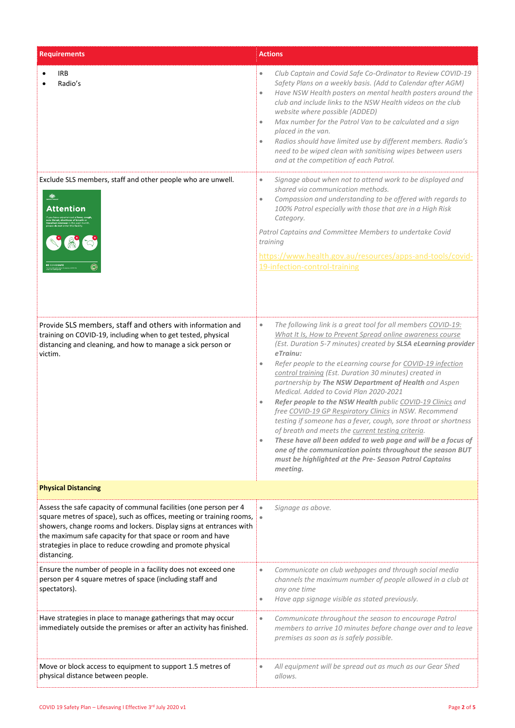| Requirements | Actions |
| --- | --- |
| • IRB<br>• Radio's | • *Club Captain and Covid Safe Co-Ordinator to Review COVID-19 Safety Plans on a weekly basis. (Add to Calendar after AGM)*<br>• *Have NSW Health posters on mental health posters around the club and include links to the NSW Health videos on the club website where possible (ADDED)*<br>• *Max number for the Patrol Van to be calculated and a sign placed in the van.*<br>• *Radios should have limited use by different members. Radio's need to be wiped clean with sanitising wipes between users and at the competition of each Patrol.* |
| Exclude SLS members, staff and other people who are unwell. | • *Signage about when not to attend work to be displayed and shared via communication methods.*<br>• *Compassion and understanding to be offered with regards to 100% Patrol especially with those that are in a High Risk Category.*<br><br>*Patrol Captains and Committee Members to undertake Covid training*<br><br>https://www.health.gov.au/resources/apps-and-tools/covid-19-infection-control-training |
| Provide SLS members, staff and others with information and training on COVID-19, including when to get tested, physical distancing and cleaning, and how to manage a sick person or victim. | • *The following link is a great tool for all members COVID-19: What It Is, How to Prevent Spread online awareness course (Est. Duration 5-7 minutes) created by* ***SLSA eLearning provider eTrainu:***<br>• *Refer people to the eLearning course for COVID-19 infection control training (Est. Duration 30 minutes) created in partnership by* ***The NSW Department of Health*** *and Aspen Medical. Added to Covid Plan 2020-2021*<br>• ***Refer people to the NSW Health*** *public COVID-19 Clinics and free COVID-19 GP Respiratory Clinics in NSW. Recommend testing if someone has a fever, cough, sore throat or shortness of breath and meets the current testing criteria.*<br>• ***These have all been added to web page and will be a focus of one of the communication points throughout the season BUT must be highlighted at the Pre- Season Patrol Captains meeting.*** |
| **Physical Distancing** | |
| Assess the safe capacity of communal facilities (one person per 4 square metres of space), such as offices, meeting or training rooms, showers, change rooms and lockers. Display signs at entrances with the maximum safe capacity for that space or room and have strategies in place to reduce crowding and promote physical distancing. | • *Signage as above.*<br>• |
| Ensure the number of people in a facility does not exceed one person per 4 square metres of space (including staff and spectators). | • *Communicate on club webpages and through social media channels the maximum number of people allowed in a club at any one time*<br>• *Have app signage visible as stated previously.* |
| Have strategies in place to manage gatherings that may occur immediately outside the premises or after an activity has finished. | • *Communicate throughout the season to encourage Patrol members to arrive 10 minutes before change over and to leave premises as soon as is safely possible.* |
| Move or block access to equipment to support 1.5 metres of physical distance between people. | • *All equipment will be spread out as much as our Gear Shed allows.* |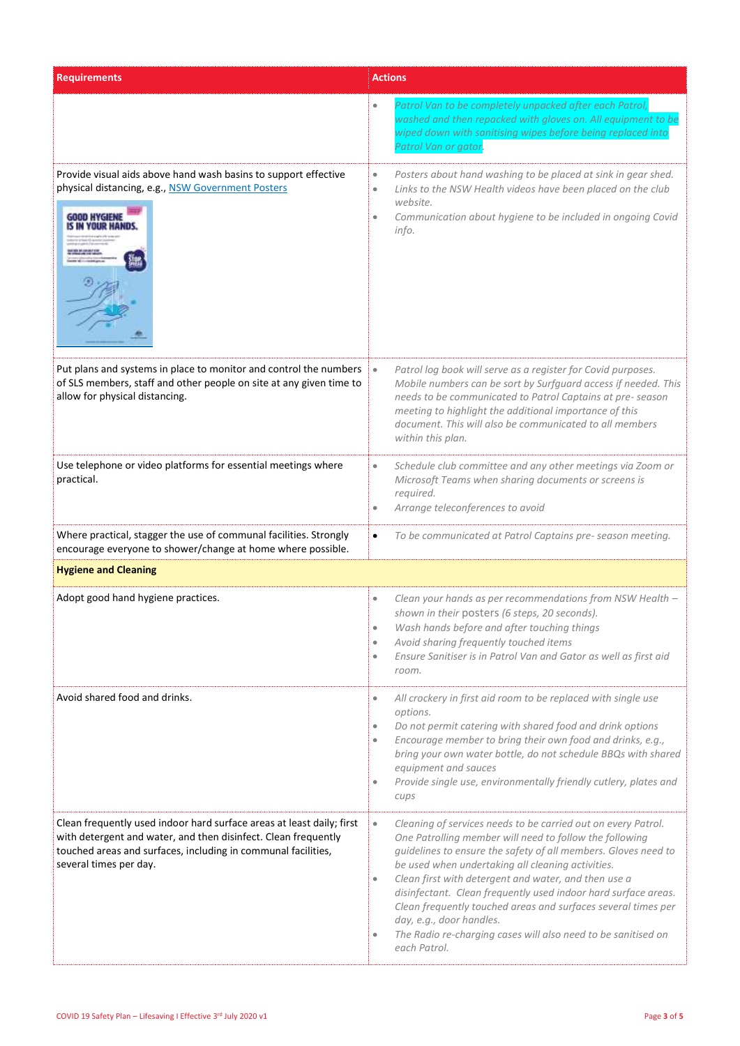| Requirements | Actions |
| --- | --- |
| | • *Patrol Van to be completely unpacked after each Patrol, washed and then repacked with gloves on. All equipment to be wiped down with sanitising wipes before being replaced into Patrol Van or gator.* |
| Provide visual aids above hand wash basins to support effective physical distancing, e.g., [NSW Government Posters](NSW Government Posters) | • *Posters about hand washing to be placed at sink in gear shed.*<br>• *Links to the NSW Health videos have been placed on the club website.*<br>• *Communication about hygiene to be included in ongoing Covid info.* |
| Put plans and systems in place to monitor and control the numbers of SLS members, staff and other people on site at any given time to allow for physical distancing. | • *Patrol log book will serve as a register for Covid purposes. Mobile numbers can be sort by Surfguard access if needed. This needs to be communicated to Patrol Captains at pre- season meeting to highlight the additional importance of this document. This will also be communicated to all members within this plan.* |
| Use telephone or video platforms for essential meetings where practical. | • *Schedule club committee and any other meetings via Zoom or Microsoft Teams when sharing documents or screens is required.*<br>• *Arrange teleconferences to avoid* |
| Where practical, stagger the use of communal facilities. Strongly encourage everyone to shower/change at home where possible. | • *To be communicated at Patrol Captains pre- season meeting.* |
| **Hygiene and Cleaning** | |
| Adopt good hand hygiene practices. | • *Clean your hands as per recommendations from NSW Health – shown in their posters (6 steps, 20 seconds).*<br>• *Wash hands before and after touching things*<br>• *Avoid sharing frequently touched items*<br>• *Ensure Sanitiser is in Patrol Van and Gator as well as first aid room.* |
| Avoid shared food and drinks. | • *All crockery in first aid room to be replaced with single use options.*<br>• *Do not permit catering with shared food and drink options*<br>• *Encourage member to bring their own food and drinks, e.g., bring your own water bottle, do not schedule BBQs with shared equipment and sauces*<br>• *Provide single use, environmentally friendly cutlery, plates and cups* |
| Clean frequently used indoor hard surface areas at least daily; first with detergent and water, and then disinfect. Clean frequently touched areas and surfaces, including in communal facilities, several times per day. | • *Cleaning of services needs to be carried out on every Patrol. One Patrolling member will need to follow the following guidelines to ensure the safety of all members. Gloves need to be used when undertaking all cleaning activities.*<br>• *Clean first with detergent and water, and then use a disinfectant. Clean frequently used indoor hard surface areas. Clean frequently touched areas and surfaces several times per day, e.g., door handles.*<br>• *The Radio re-charging cases will also need to be sanitised on each Patrol.* |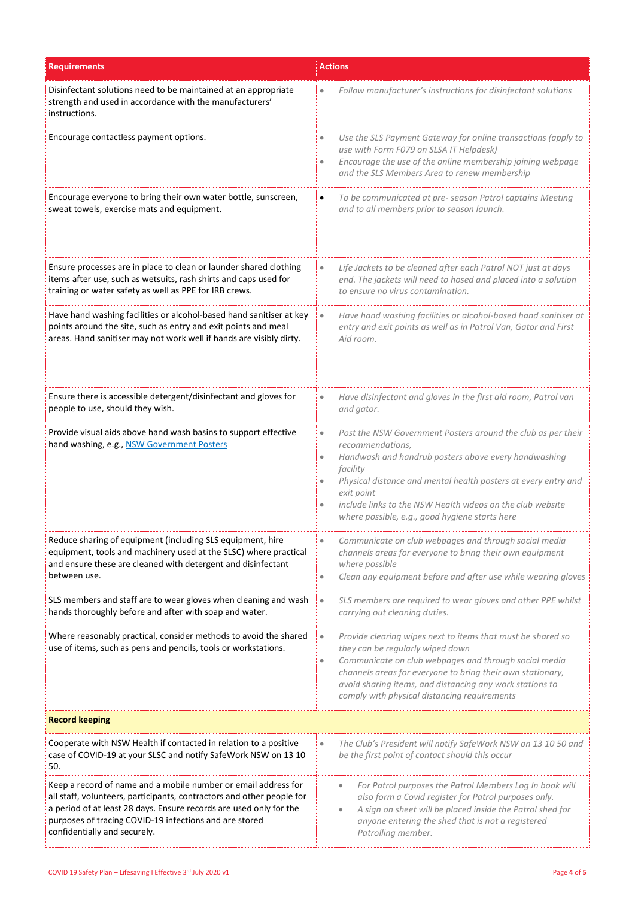| Requirements | Actions |
|---|---|
| Disinfectant solutions need to be maintained at an appropriate strength and used in accordance with the manufacturers' instructions. | • *Follow manufacturer's instructions for disinfectant solutions* |
| Encourage contactless payment options. | • *Use the SLS Payment Gateway for online transactions (apply to use with Form F079 on SLSA IT Helpdesk)*<br>• *Encourage the use of the online membership joining webpage and the SLS Members Area to renew membership* |
| Encourage everyone to bring their own water bottle, sunscreen, sweat towels, exercise mats and equipment. | • *To be communicated at pre- season Patrol captains Meeting and to all members prior to season launch.* |
| Ensure processes are in place to clean or launder shared clothing items after use, such as wetsuits, rash shirts and caps used for training or water safety as well as PPE for IRB crews. | • *Life Jackets to be cleaned after each Patrol NOT just at days end. The jackets will need to hosed and placed into a solution to ensure no virus contamination.* |
| Have hand washing facilities or alcohol-based hand sanitiser at key points around the site, such as entry and exit points and meal areas. Hand sanitiser may not work well if hands are visibly dirty. | • *Have hand washing facilities or alcohol-based hand sanitiser at entry and exit points as well as in Patrol Van, Gator and First Aid room.* |
| Ensure there is accessible detergent/disinfectant and gloves for people to use, should they wish. | • *Have disinfectant and gloves in the first aid room, Patrol van and gator.* |
| Provide visual aids above hand wash basins to support effective hand washing, e.g., NSW Government Posters | • *Post the NSW Government Posters around the club as per their recommendations,*<br>• *Handwash and handrub posters above every handwashing facility*<br>• *Physical distance and mental health posters at every entry and exit point*<br>• *include links to the NSW Health videos on the club website where possible, e.g., good hygiene starts here* |
| Reduce sharing of equipment (including SLS equipment, hire equipment, tools and machinery used at the SLSC) where practical and ensure these are cleaned with detergent and disinfectant between use. | • *Communicate on club webpages and through social media channels areas for everyone to bring their own equipment where possible*<br>• *Clean any equipment before and after use while wearing gloves* |
| SLS members and staff are to wear gloves when cleaning and wash hands thoroughly before and after with soap and water. | • *SLS members are required to wear gloves and other PPE whilst carrying out cleaning duties.* |
| Where reasonably practical, consider methods to avoid the shared use of items, such as pens and pencils, tools or workstations. | • *Provide clearing wipes next to items that must be shared so they can be regularly wiped down*<br>• *Communicate on club webpages and through social media channels areas for everyone to bring their own stationary, avoid sharing items, and distancing any work stations to comply with physical distancing requirements* |
| **Record keeping** | |
| Cooperate with NSW Health if contacted in relation to a positive case of COVID-19 at your SLSC and notify SafeWork NSW on 13 10 50. | • *The Club's President will notify SafeWork NSW on 13 10 50 and be the first point of contact should this occur* |
| Keep a record of name and a mobile number or email address for all staff, volunteers, participants, contractors and other people for a period of at least 28 days. Ensure records are used only for the purposes of tracing COVID-19 infections and are stored confidentially and securely. | • *For Patrol purposes the Patrol Members Log In book will also form a Covid register for Patrol purposes only.*<br>• *A sign on sheet will be placed inside the Patrol shed for anyone entering the shed that is not a registered Patrolling member.* |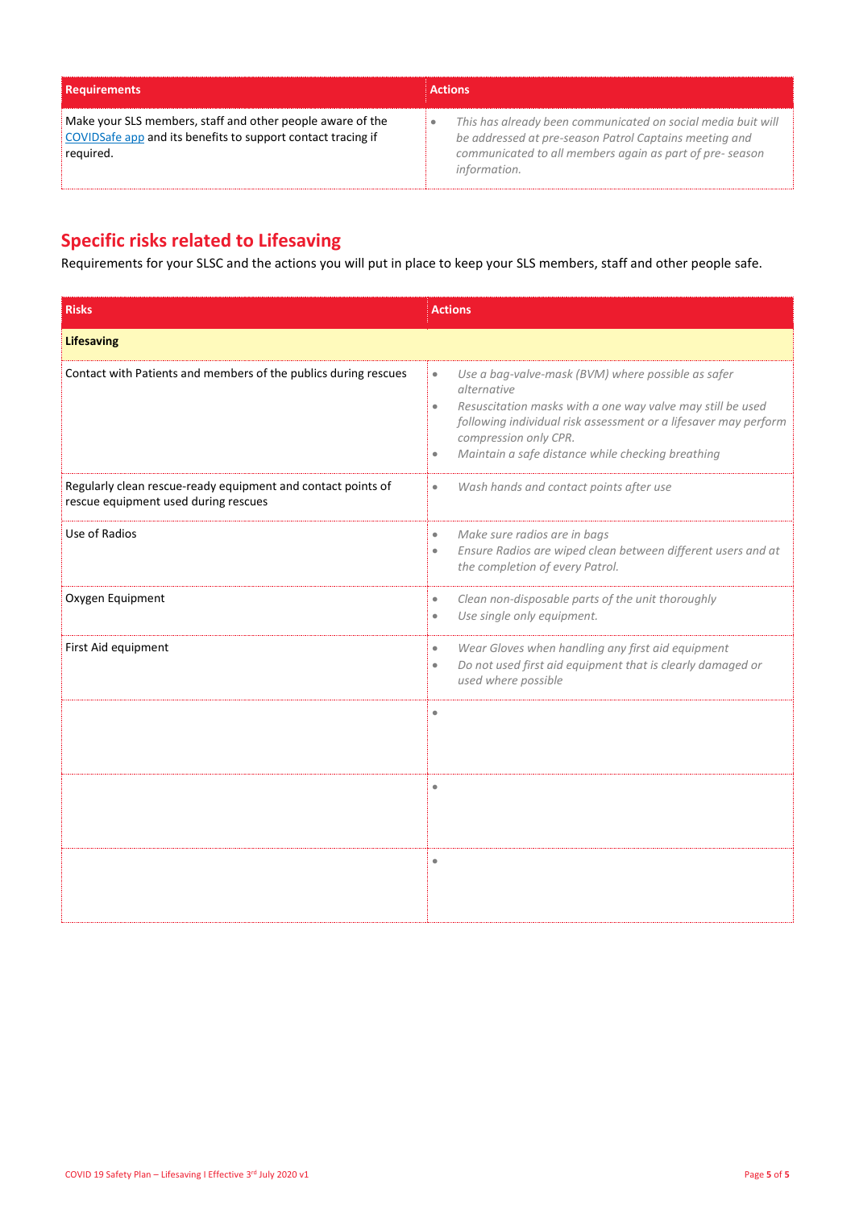| Requirements | Actions |
|---|---|
| Make your SLS members, staff and other people aware of the COVIDSafe app and its benefits to support contact tracing if required. | • *This has already been communicated on social media buit will be addressed at pre-season Patrol Captains meeting and communicated to all members again as part of pre- season information.* |

## Specific risks related to Lifesaving

Requirements for your SLSC and the actions you will put in place to keep your SLS members, staff and other people safe.

| Risks | Actions |
|---|---|
| **Lifesaving** | |
| Contact with Patients and members of the publics during rescues | • *Use a bag-valve-mask (BVM) where possible as safer alternative*<br>• *Resuscitation masks with a one way valve may still be used following individual risk assessment or a lifesaver may perform compression only CPR.*<br>• *Maintain a safe distance while checking breathing* |
| Regularly clean rescue-ready equipment and contact points of rescue equipment used during rescues | • *Wash hands and contact points after use* |
| Use of Radios | • *Make sure radios are in bags*<br>• *Ensure Radios are wiped clean between different users and at the completion of every Patrol.* |
| Oxygen Equipment | • *Clean non-disposable parts of the unit thoroughly*<br>• *Use single only equipment.* |
| First Aid equipment | • *Wear Gloves when handling any first aid equipment*<br>• *Do not used first aid equipment that is clearly damaged or used where possible* |
| | • |
| | • |
| | • |